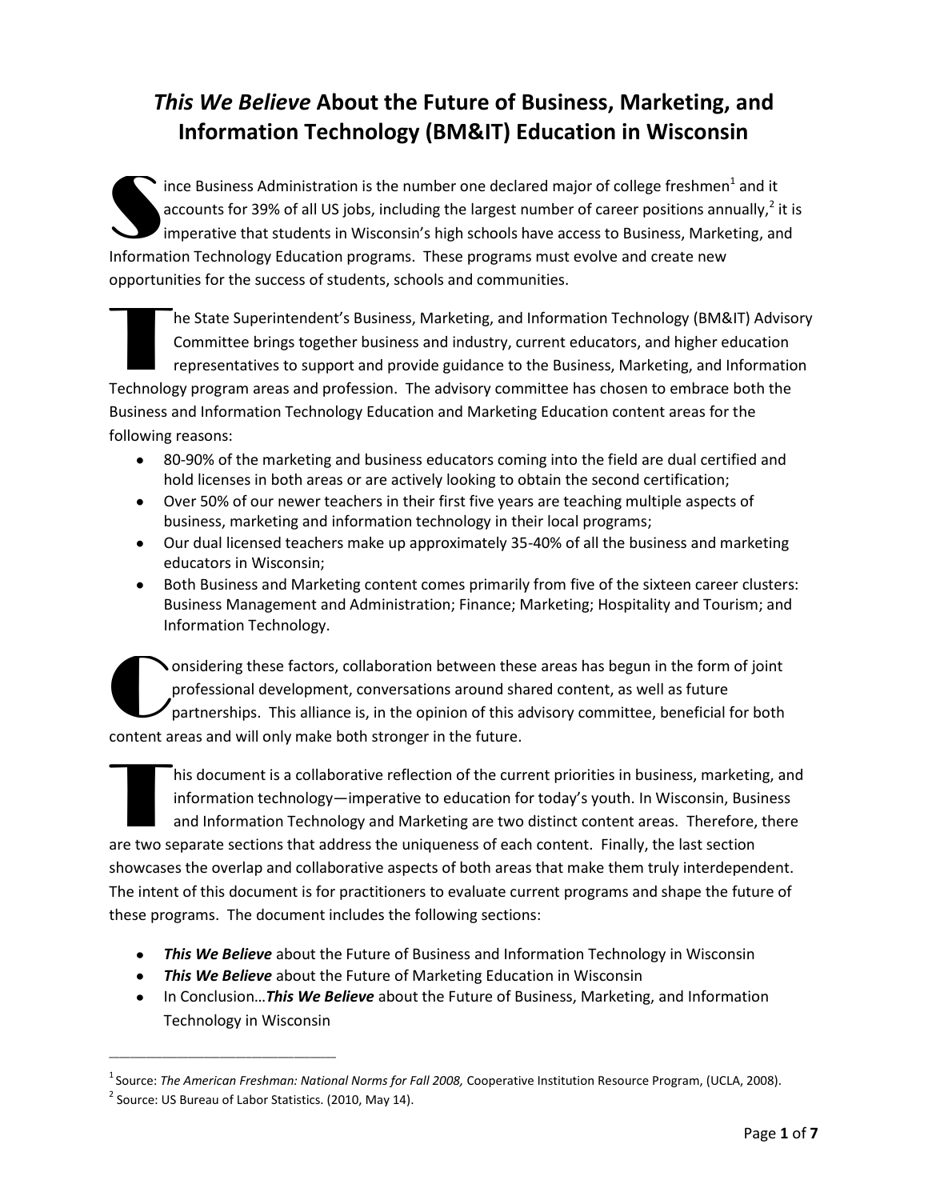# *This We Believe* About the Future of Business, Marketing, and Information Technology (BM&IT) Education in Wisconsin

Since Business Administration is the number one declared major of college freshmen[1] and it accounts for 39% of all US jobs, including the largest number of career positions annually,[2] it is imperative that students in Wisconsin's high schools have access to Business, Marketing, and Information Technology Education programs. These programs must evolve and create new opportunities for the success of students, schools and communities.

The State Superintendent's Business, Marketing, and Information Technology (BM&IT) Advisory Committee brings together business and industry, current educators, and higher education representatives to support and provide guidance to the Business, Marketing, and Information Technology program areas and profession. The advisory committee has chosen to embrace both the Business and Information Technology Education and Marketing Education content areas for the following reasons:

- 80-90% of the marketing and business educators coming into the field are dual certified and hold licenses in both areas or are actively looking to obtain the second certification;
- Over 50% of our newer teachers in their first five years are teaching multiple aspects of business, marketing and information technology in their local programs;
- Our dual licensed teachers make up approximately 35-40% of all the business and marketing educators in Wisconsin;
- Both Business and Marketing content comes primarily from five of the sixteen career clusters: Business Management and Administration; Finance; Marketing; Hospitality and Tourism; and Information Technology.

Considering these factors, collaboration between these areas has begun in the form of joint professional development, conversations around shared content, as well as future partnerships. This alliance is, in the opinion of this advisory committee, beneficial for both content areas and will only make both stronger in the future.

This document is a collaborative reflection of the current priorities in business, marketing, and information technology—imperative to education for today's youth. In Wisconsin, Business and Information Technology and Marketing are two distinct content areas. Therefore, there are two separate sections that address the uniqueness of each content. Finally, the last section showcases the overlap and collaborative aspects of both areas that make them truly interdependent. The intent of this document is for practitioners to evaluate current programs and shape the future of these programs. The document includes the following sections:

- ***This We Believe*** about the Future of Business and Information Technology in Wisconsin
- ***This We Believe*** about the Future of Marketing Education in Wisconsin
- In Conclusion…***This We Believe*** about the Future of Business, Marketing, and Information Technology in Wisconsin

---

[1] Source: *The American Freshman: National Norms for Fall 2008,* Cooperative Institution Resource Program, (UCLA, 2008).

[2] Source: US Bureau of Labor Statistics. (2010, May 14).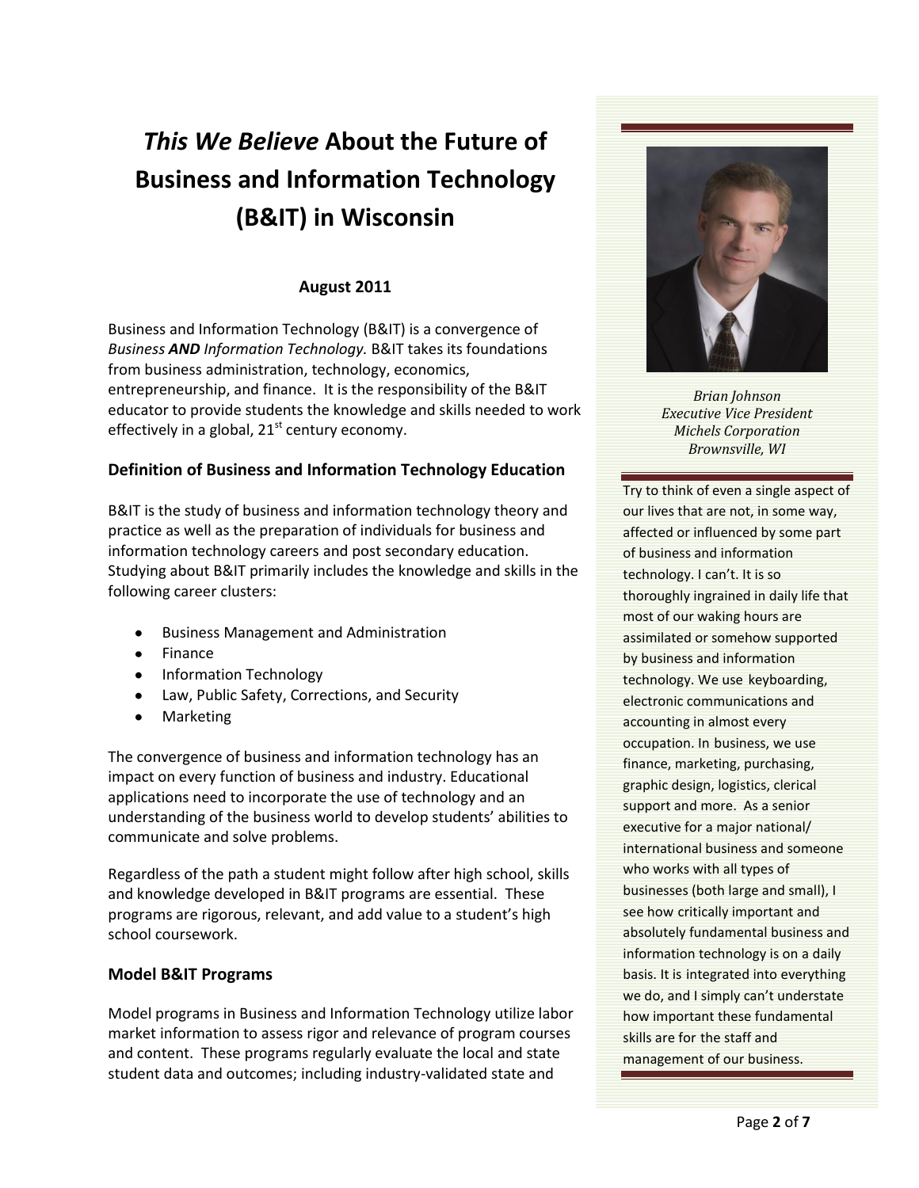# *This We Believe* About the Future of Business and Information Technology (B&IT) in Wisconsin

**August 2011**

Business and Information Technology (B&IT) is a convergence of *Business **AND** Information Technology.* B&IT takes its foundations from business administration, technology, economics, entrepreneurship, and finance. It is the responsibility of the B&IT educator to provide students the knowledge and skills needed to work effectively in a global, 21st century economy.

### Definition of Business and Information Technology Education

B&IT is the study of business and information technology theory and practice as well as the preparation of individuals for business and information technology careers and post secondary education. Studying about B&IT primarily includes the knowledge and skills in the following career clusters:

- Business Management and Administration
- Finance
- Information Technology
- Law, Public Safety, Corrections, and Security
- Marketing

The convergence of business and information technology has an impact on every function of business and industry. Educational applications need to incorporate the use of technology and an understanding of the business world to develop students' abilities to communicate and solve problems.

Regardless of the path a student might follow after high school, skills and knowledge developed in B&IT programs are essential. These programs are rigorous, relevant, and add value to a student's high school coursework.

### Model B&IT Programs

Model programs in Business and Information Technology utilize labor market information to assess rigor and relevance of program courses and content. These programs regularly evaluate the local and state student data and outcomes; including industry-validated state and

---

*Brian Johnson*
*Executive Vice President*
*Michels Corporation*
*Brownsville, WI*

Try to think of even a single aspect of our lives that are not, in some way, affected or influenced by some part of business and information technology. I can't. It is so thoroughly ingrained in daily life that most of our waking hours are assimilated or somehow supported by business and information technology. We use keyboarding, electronic communications and accounting in almost every occupation. In business, we use finance, marketing, purchasing, graphic design, logistics, clerical support and more. As a senior executive for a major national/ international business and someone who works with all types of businesses (both large and small), I see how critically important and absolutely fundamental business and information technology is on a daily basis. It is integrated into everything we do, and I simply can't understate how important these fundamental skills are for the staff and management of our business.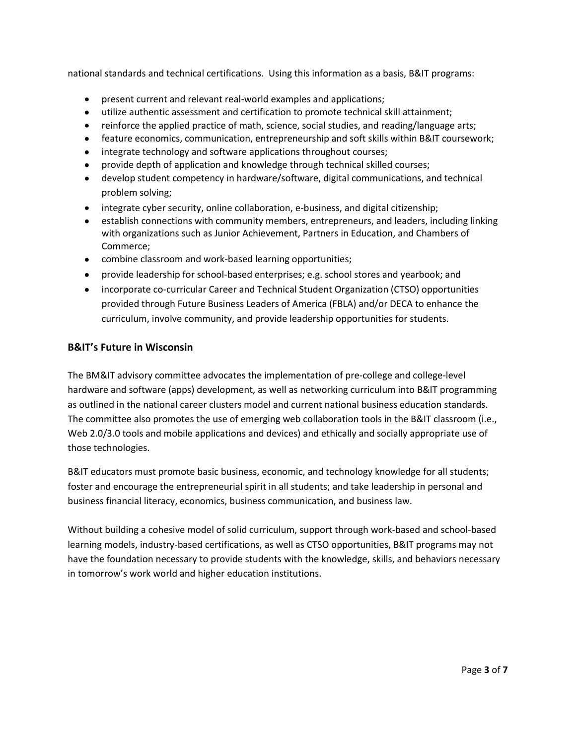national standards and technical certifications. Using this information as a basis, B&IT programs:

- present current and relevant real-world examples and applications;
- utilize authentic assessment and certification to promote technical skill attainment;
- reinforce the applied practice of math, science, social studies, and reading/language arts;
- feature economics, communication, entrepreneurship and soft skills within B&IT coursework;
- integrate technology and software applications throughout courses;
- provide depth of application and knowledge through technical skilled courses;
- develop student competency in hardware/software, digital communications, and technical problem solving;
- integrate cyber security, online collaboration, e-business, and digital citizenship;
- establish connections with community members, entrepreneurs, and leaders, including linking with organizations such as Junior Achievement, Partners in Education, and Chambers of Commerce;
- combine classroom and work-based learning opportunities;
- provide leadership for school-based enterprises; e.g. school stores and yearbook; and
- incorporate co-curricular Career and Technical Student Organization (CTSO) opportunities provided through Future Business Leaders of America (FBLA) and/or DECA to enhance the curriculum, involve community, and provide leadership opportunities for students.

## B&IT's Future in Wisconsin

The BM&IT advisory committee advocates the implementation of pre-college and college-level hardware and software (apps) development, as well as networking curriculum into B&IT programming as outlined in the national career clusters model and current national business education standards. The committee also promotes the use of emerging web collaboration tools in the B&IT classroom (i.e., Web 2.0/3.0 tools and mobile applications and devices) and ethically and socially appropriate use of those technologies.

B&IT educators must promote basic business, economic, and technology knowledge for all students; foster and encourage the entrepreneurial spirit in all students; and take leadership in personal and business financial literacy, economics, business communication, and business law.

Without building a cohesive model of solid curriculum, support through work-based and school-based learning models, industry-based certifications, as well as CTSO opportunities, B&IT programs may not have the foundation necessary to provide students with the knowledge, skills, and behaviors necessary in tomorrow's work world and higher education institutions.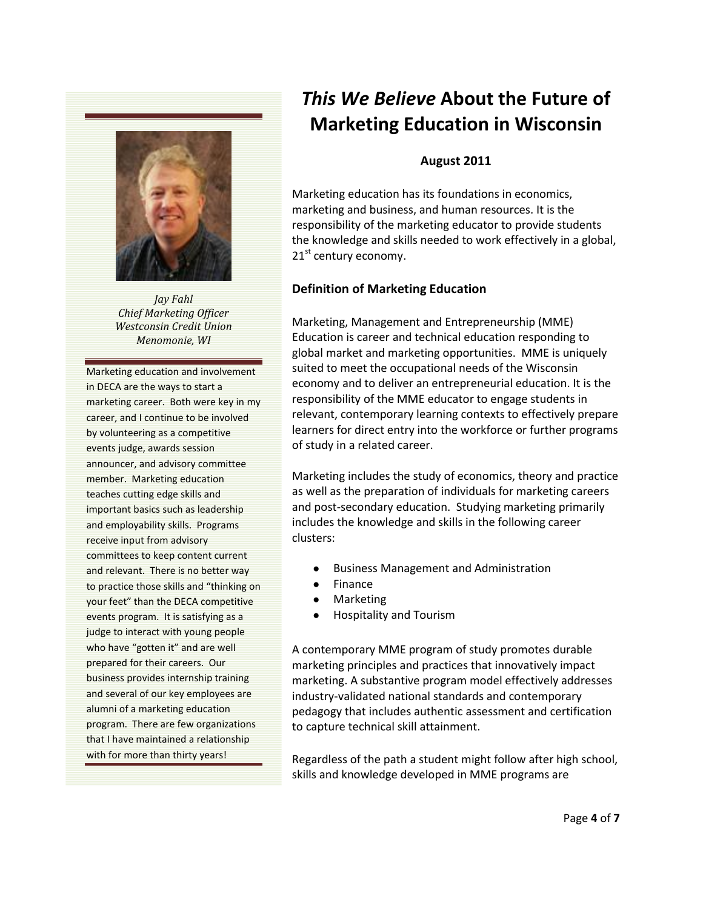# *This We Believe* About the Future of Marketing Education in Wisconsin

**August 2011**

Marketing education has its foundations in economics, marketing and business, and human resources. It is the responsibility of the marketing educator to provide students the knowledge and skills needed to work effectively in a global, 21st century economy.

### Definition of Marketing Education

Marketing, Management and Entrepreneurship (MME) Education is career and technical education responding to global market and marketing opportunities. MME is uniquely suited to meet the occupational needs of the Wisconsin economy and to deliver an entrepreneurial education. It is the responsibility of the MME educator to engage students in relevant, contemporary learning contexts to effectively prepare learners for direct entry into the workforce or further programs of study in a related career.

Marketing includes the study of economics, theory and practice as well as the preparation of individuals for marketing careers and post-secondary education. Studying marketing primarily includes the knowledge and skills in the following career clusters:

- Business Management and Administration
- Finance
- Marketing
- Hospitality and Tourism

A contemporary MME program of study promotes durable marketing principles and practices that innovatively impact marketing. A substantive program model effectively addresses industry-validated national standards and contemporary pedagogy that includes authentic assessment and certification to capture technical skill attainment.

Regardless of the path a student might follow after high school, skills and knowledge developed in MME programs are

---

*Jay Fahl*
*Chief Marketing Officer*
*Westconsin Credit Union*
*Menomonie, WI*

Marketing education and involvement in DECA are the ways to start a marketing career. Both were key in my career, and I continue to be involved by volunteering as a competitive events judge, awards session announcer, and advisory committee member. Marketing education teaches cutting edge skills and important basics such as leadership and employability skills. Programs receive input from advisory committees to keep content current and relevant. There is no better way to practice those skills and "thinking on your feet" than the DECA competitive events program. It is satisfying as a judge to interact with young people who have "gotten it" and are well prepared for their careers. Our business provides internship training and several of our key employees are alumni of a marketing education program. There are few organizations that I have maintained a relationship with for more than thirty years!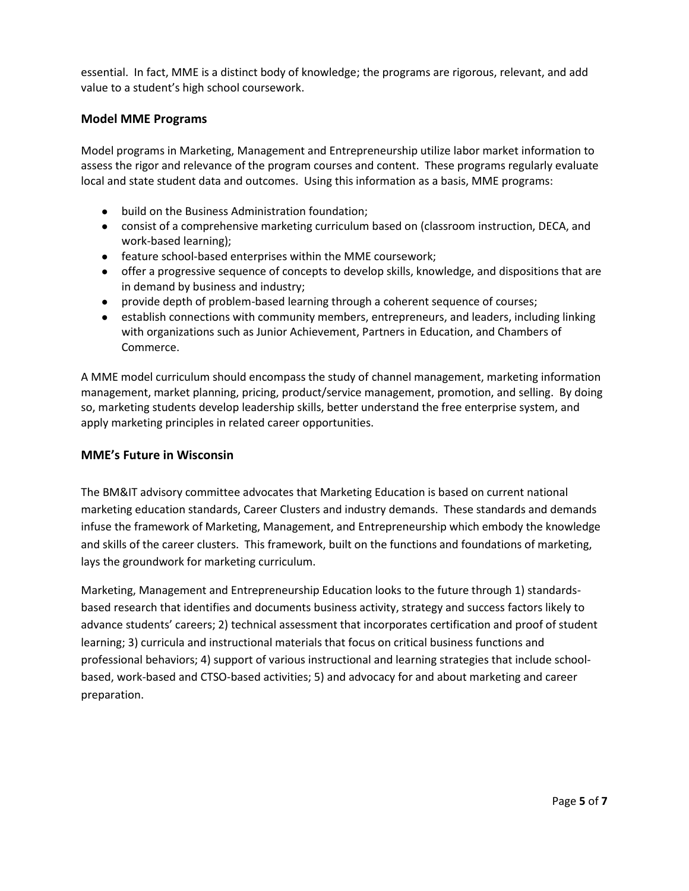essential. In fact, MME is a distinct body of knowledge; the programs are rigorous, relevant, and add value to a student's high school coursework.

## Model MME Programs

Model programs in Marketing, Management and Entrepreneurship utilize labor market information to assess the rigor and relevance of the program courses and content. These programs regularly evaluate local and state student data and outcomes. Using this information as a basis, MME programs:

- build on the Business Administration foundation;
- consist of a comprehensive marketing curriculum based on (classroom instruction, DECA, and work-based learning);
- feature school-based enterprises within the MME coursework;
- offer a progressive sequence of concepts to develop skills, knowledge, and dispositions that are in demand by business and industry;
- provide depth of problem-based learning through a coherent sequence of courses;
- establish connections with community members, entrepreneurs, and leaders, including linking with organizations such as Junior Achievement, Partners in Education, and Chambers of Commerce.

A MME model curriculum should encompass the study of channel management, marketing information management, market planning, pricing, product/service management, promotion, and selling. By doing so, marketing students develop leadership skills, better understand the free enterprise system, and apply marketing principles in related career opportunities.

## MME's Future in Wisconsin

The BM&IT advisory committee advocates that Marketing Education is based on current national marketing education standards, Career Clusters and industry demands. These standards and demands infuse the framework of Marketing, Management, and Entrepreneurship which embody the knowledge and skills of the career clusters. This framework, built on the functions and foundations of marketing, lays the groundwork for marketing curriculum.

Marketing, Management and Entrepreneurship Education looks to the future through 1) standards-based research that identifies and documents business activity, strategy and success factors likely to advance students' careers; 2) technical assessment that incorporates certification and proof of student learning; 3) curricula and instructional materials that focus on critical business functions and professional behaviors; 4) support of various instructional and learning strategies that include school-based, work-based and CTSO-based activities; 5) and advocacy for and about marketing and career preparation.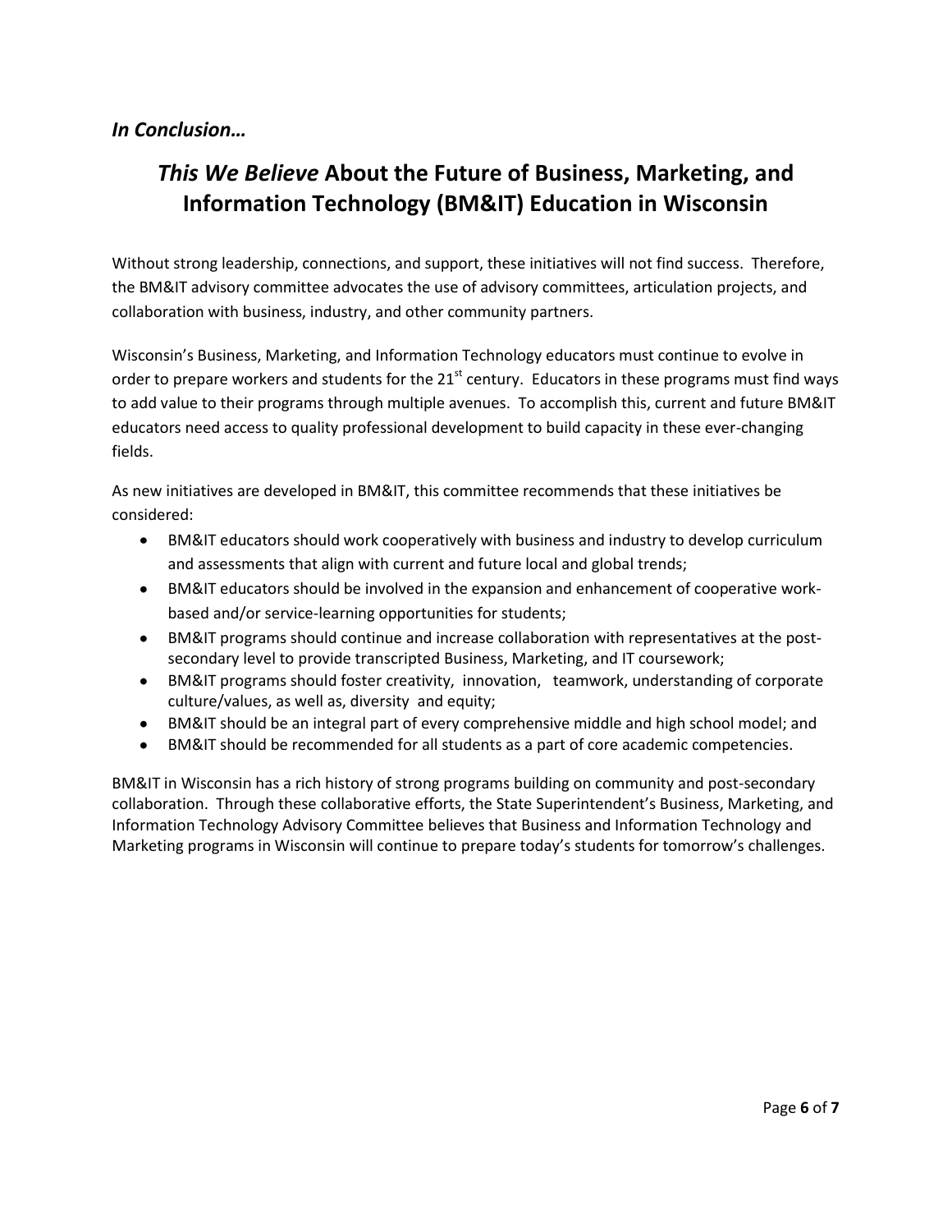### *In Conclusion…*

## *This We Believe* About the Future of Business, Marketing, and Information Technology (BM&IT) Education in Wisconsin

Without strong leadership, connections, and support, these initiatives will not find success. Therefore, the BM&IT advisory committee advocates the use of advisory committees, articulation projects, and collaboration with business, industry, and other community partners.

Wisconsin's Business, Marketing, and Information Technology educators must continue to evolve in order to prepare workers and students for the 21st century. Educators in these programs must find ways to add value to their programs through multiple avenues. To accomplish this, current and future BM&IT educators need access to quality professional development to build capacity in these ever-changing fields.

As new initiatives are developed in BM&IT, this committee recommends that these initiatives be considered:

- BM&IT educators should work cooperatively with business and industry to develop curriculum and assessments that align with current and future local and global trends;
- BM&IT educators should be involved in the expansion and enhancement of cooperative work-based and/or service-learning opportunities for students;
- BM&IT programs should continue and increase collaboration with representatives at the post-secondary level to provide transcripted Business, Marketing, and IT coursework;
- BM&IT programs should foster creativity, innovation, teamwork, understanding of corporate culture/values, as well as, diversity and equity;
- BM&IT should be an integral part of every comprehensive middle and high school model; and
- BM&IT should be recommended for all students as a part of core academic competencies.

BM&IT in Wisconsin has a rich history of strong programs building on community and post-secondary collaboration. Through these collaborative efforts, the State Superintendent's Business, Marketing, and Information Technology Advisory Committee believes that Business and Information Technology and Marketing programs in Wisconsin will continue to prepare today's students for tomorrow's challenges.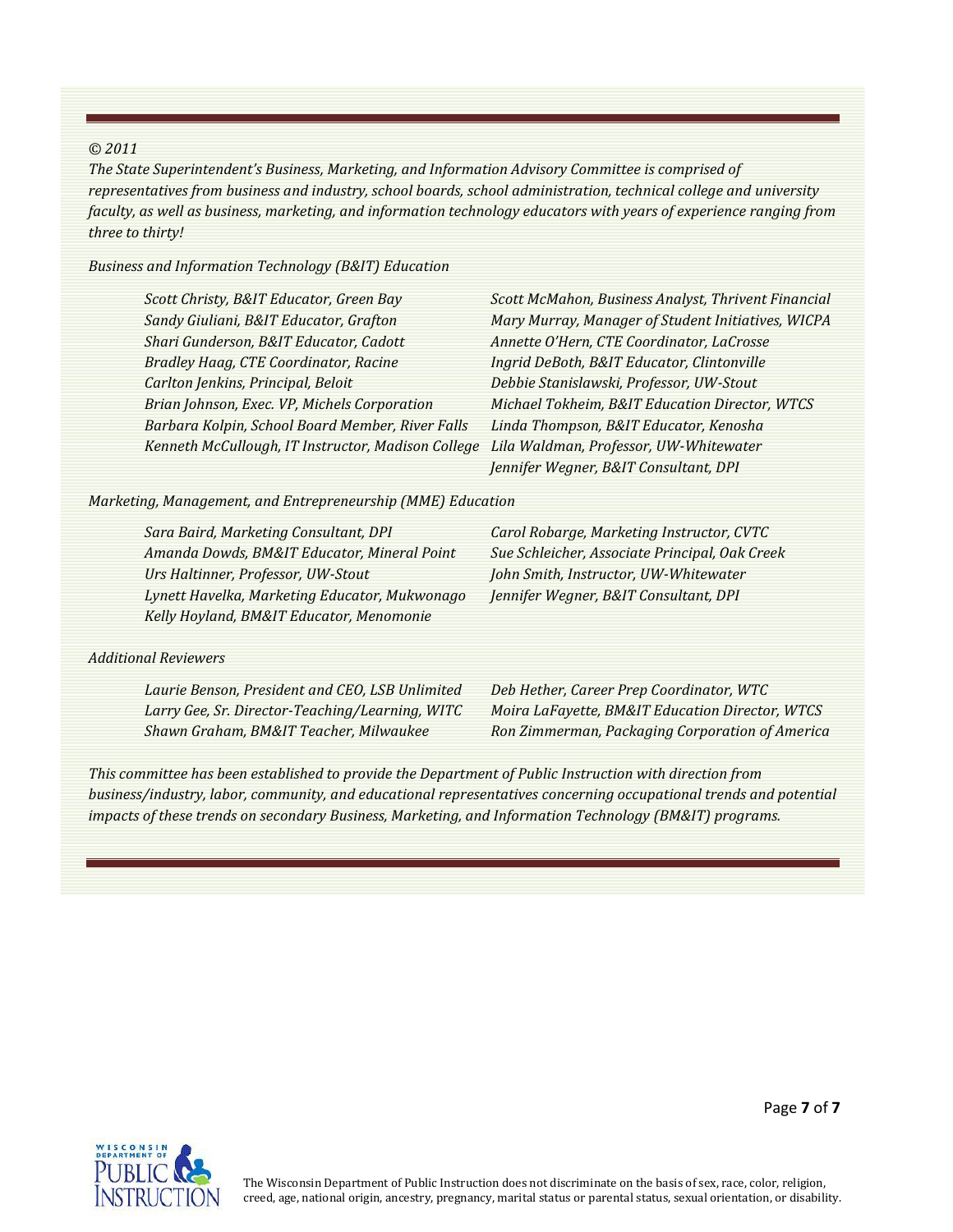*© 2011*

*The State Superintendent's Business, Marketing, and Information Advisory Committee is comprised of representatives from business and industry, school boards, school administration, technical college and university faculty, as well as business, marketing, and information technology educators with years of experience ranging from three to thirty!*

*Business and Information Technology (B&IT) Education*

*Scott Christy, B&IT Educator, Green Bay*
*Sandy Giuliani, B&IT Educator, Grafton*
*Shari Gunderson, B&IT Educator, Cadott*
*Bradley Haag, CTE Coordinator, Racine*
*Carlton Jenkins, Principal, Beloit*
*Brian Johnson, Exec. VP, Michels Corporation*
*Barbara Kolpin, School Board Member, River Falls*
*Kenneth McCullough, IT Instructor, Madison College*
*Scott McMahon, Business Analyst, Thrivent Financial*
*Mary Murray, Manager of Student Initiatives, WICPA*
*Annette O'Hern, CTE Coordinator, LaCrosse*
*Ingrid DeBoth, B&IT Educator, Clintonville*
*Debbie Stanislawski, Professor, UW-Stout*
*Michael Tokheim, B&IT Education Director, WTCS*
*Linda Thompson, B&IT Educator, Kenosha*
*Lila Waldman, Professor, UW-Whitewater*
*Jennifer Wegner, B&IT Consultant, DPI*

*Marketing, Management, and Entrepreneurship (MME) Education*

*Sara Baird, Marketing Consultant, DPI*
*Amanda Dowds, BM&IT Educator, Mineral Point*
*Urs Haltinner, Professor, UW-Stout*
*Lynett Havelka, Marketing Educator, Mukwonago*
*Kelly Hoyland, BM&IT Educator, Menomonie*
*Carol Robarge, Marketing Instructor, CVTC*
*Sue Schleicher, Associate Principal, Oak Creek*
*John Smith, Instructor, UW-Whitewater*
*Jennifer Wegner, B&IT Consultant, DPI*

*Additional Reviewers*

*Laurie Benson, President and CEO, LSB Unlimited*
*Larry Gee, Sr. Director-Teaching/Learning, WITC*
*Shawn Graham, BM&IT Teacher, Milwaukee*
*Deb Hether, Career Prep Coordinator, WTC*
*Moira LaFayette, BM&IT Education Director, WTCS*
*Ron Zimmerman, Packaging Corporation of America*

*This committee has been established to provide the Department of Public Instruction with direction from business/industry, labor, community, and educational representatives concerning occupational trends and potential impacts of these trends on secondary Business, Marketing, and Information Technology (BM&IT) programs.*

The Wisconsin Department of Public Instruction does not discriminate on the basis of sex, race, color, religion, creed, age, national origin, ancestry, pregnancy, marital status or parental status, sexual orientation, or disability.